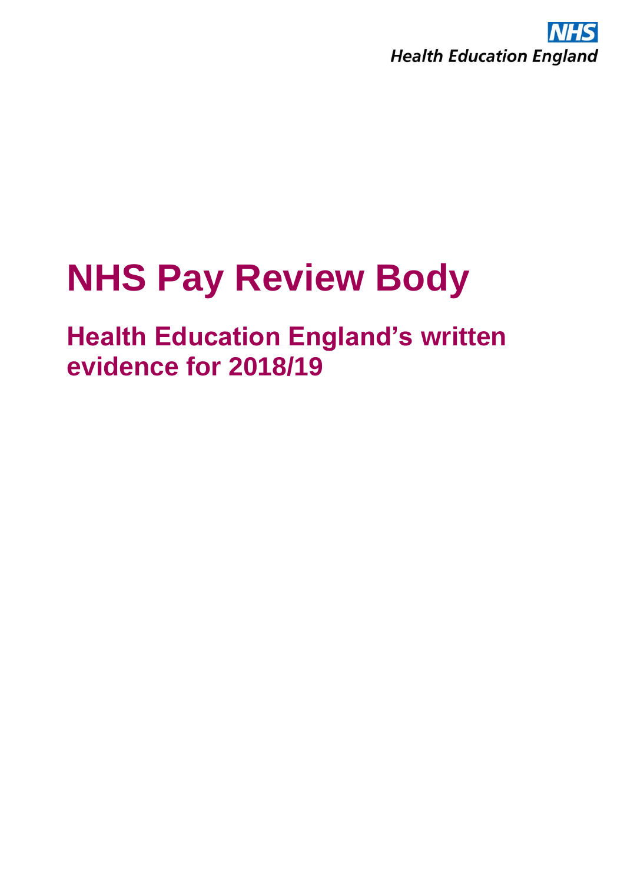NHS
Health Education England

# NHS Pay Review Body

## Health Education England's written evidence for 2018/19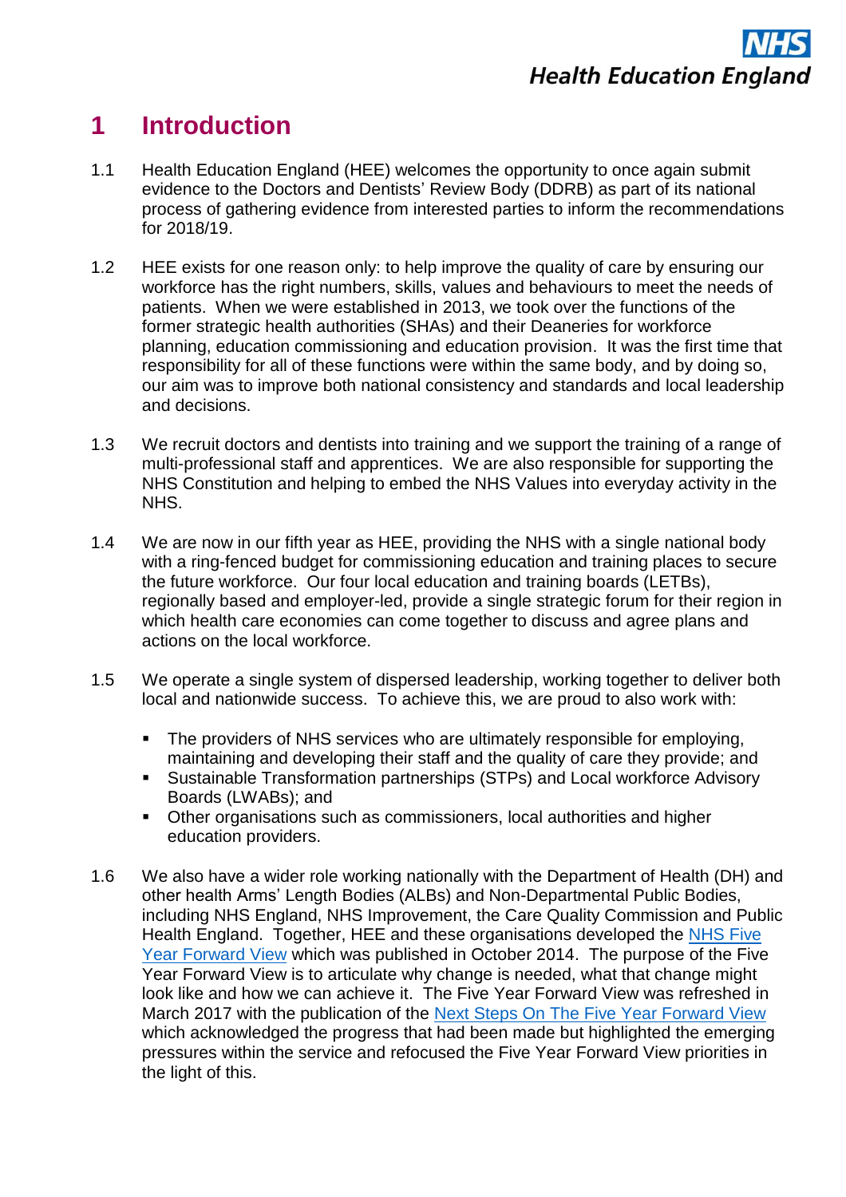# 1 Introduction

1.1 Health Education England (HEE) welcomes the opportunity to once again submit evidence to the Doctors and Dentists' Review Body (DDRB) as part of its national process of gathering evidence from interested parties to inform the recommendations for 2018/19.

1.2 HEE exists for one reason only: to help improve the quality of care by ensuring our workforce has the right numbers, skills, values and behaviours to meet the needs of patients. When we were established in 2013, we took over the functions of the former strategic health authorities (SHAs) and their Deaneries for workforce planning, education commissioning and education provision. It was the first time that responsibility for all of these functions were within the same body, and by doing so, our aim was to improve both national consistency and standards and local leadership and decisions.

1.3 We recruit doctors and dentists into training and we support the training of a range of multi-professional staff and apprentices. We are also responsible for supporting the NHS Constitution and helping to embed the NHS Values into everyday activity in the NHS.

1.4 We are now in our fifth year as HEE, providing the NHS with a single national body with a ring-fenced budget for commissioning education and training places to secure the future workforce. Our four local education and training boards (LETBs), regionally based and employer-led, provide a single strategic forum for their region in which health care economies can come together to discuss and agree plans and actions on the local workforce.

1.5 We operate a single system of dispersed leadership, working together to deliver both local and nationwide success. To achieve this, we are proud to also work with:

- The providers of NHS services who are ultimately responsible for employing, maintaining and developing their staff and the quality of care they provide; and
- Sustainable Transformation partnerships (STPs) and Local workforce Advisory Boards (LWABs); and
- Other organisations such as commissioners, local authorities and higher education providers.

1.6 We also have a wider role working nationally with the Department of Health (DH) and other health Arms' Length Bodies (ALBs) and Non-Departmental Public Bodies, including NHS England, NHS Improvement, the Care Quality Commission and Public Health England. Together, HEE and these organisations developed the NHS Five Year Forward View which was published in October 2014. The purpose of the Five Year Forward View is to articulate why change is needed, what that change might look like and how we can achieve it. The Five Year Forward View was refreshed in March 2017 with the publication of the Next Steps On The Five Year Forward View which acknowledged the progress that had been made but highlighted the emerging pressures within the service and refocused the Five Year Forward View priorities in the light of this.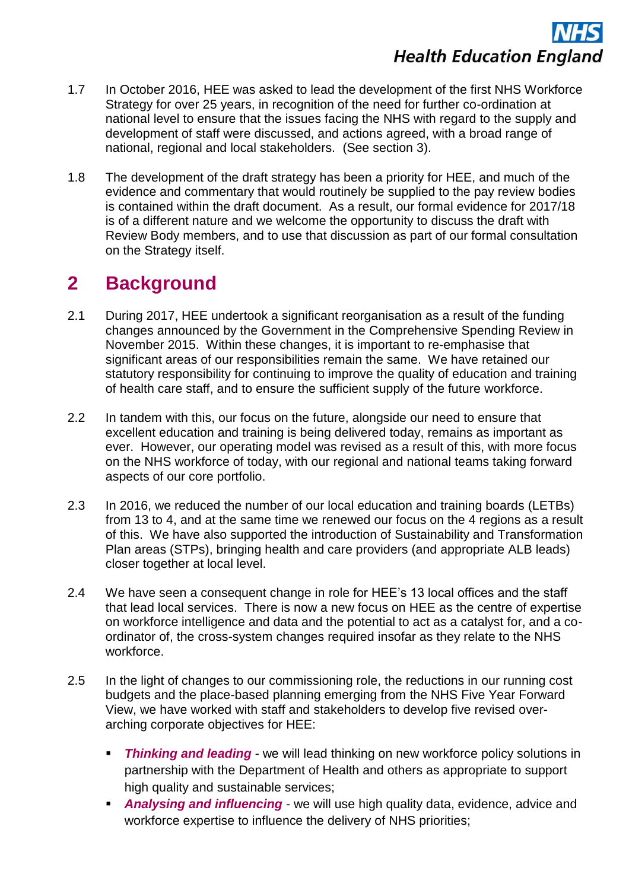1.7 In October 2016, HEE was asked to lead the development of the first NHS Workforce Strategy for over 25 years, in recognition of the need for further co-ordination at national level to ensure that the issues facing the NHS with regard to the supply and development of staff were discussed, and actions agreed, with a broad range of national, regional and local stakeholders. (See section 3).

1.8 The development of the draft strategy has been a priority for HEE, and much of the evidence and commentary that would routinely be supplied to the pay review bodies is contained within the draft document. As a result, our formal evidence for 2017/18 is of a different nature and we welcome the opportunity to discuss the draft with Review Body members, and to use that discussion as part of our formal consultation on the Strategy itself.

# 2 Background

2.1 During 2017, HEE undertook a significant reorganisation as a result of the funding changes announced by the Government in the Comprehensive Spending Review in November 2015. Within these changes, it is important to re-emphasise that significant areas of our responsibilities remain the same. We have retained our statutory responsibility for continuing to improve the quality of education and training of health care staff, and to ensure the sufficient supply of the future workforce.

2.2 In tandem with this, our focus on the future, alongside our need to ensure that excellent education and training is being delivered today, remains as important as ever. However, our operating model was revised as a result of this, with more focus on the NHS workforce of today, with our regional and national teams taking forward aspects of our core portfolio.

2.3 In 2016, we reduced the number of our local education and training boards (LETBs) from 13 to 4, and at the same time we renewed our focus on the 4 regions as a result of this. We have also supported the introduction of Sustainability and Transformation Plan areas (STPs), bringing health and care providers (and appropriate ALB leads) closer together at local level.

2.4 We have seen a consequent change in role for HEE's 13 local offices and the staff that lead local services. There is now a new focus on HEE as the centre of expertise on workforce intelligence and data and the potential to act as a catalyst for, and a co-ordinator of, the cross-system changes required insofar as they relate to the NHS workforce.

2.5 In the light of changes to our commissioning role, the reductions in our running cost budgets and the place-based planning emerging from the NHS Five Year Forward View, we have worked with staff and stakeholders to develop five revised over-arching corporate objectives for HEE:

- ***Thinking and leading*** - we will lead thinking on new workforce policy solutions in partnership with the Department of Health and others as appropriate to support high quality and sustainable services;
- ***Analysing and influencing*** - we will use high quality data, evidence, advice and workforce expertise to influence the delivery of NHS priorities;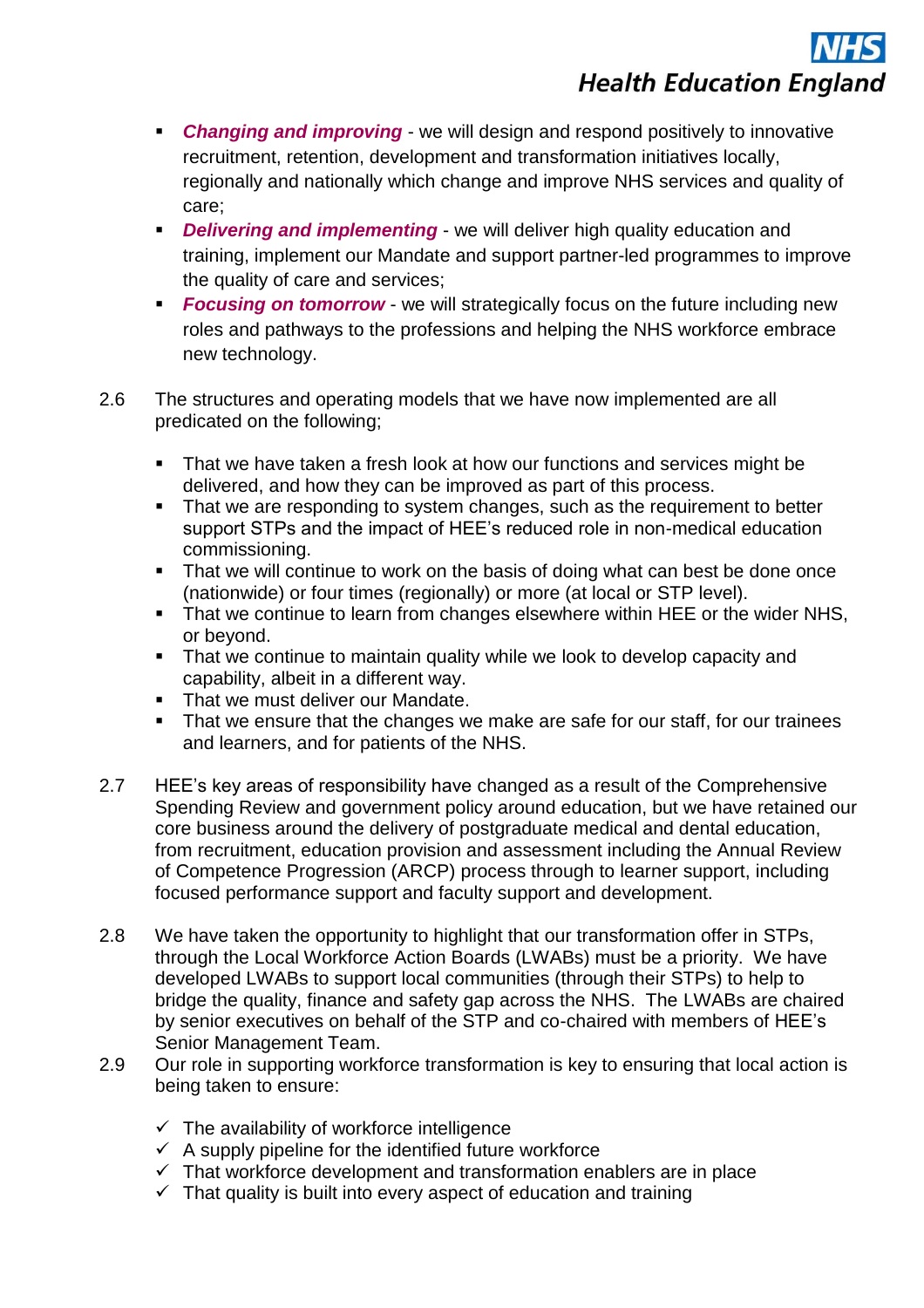- ***Changing and improving*** - we will design and respond positively to innovative recruitment, retention, development and transformation initiatives locally, regionally and nationally which change and improve NHS services and quality of care;
- ***Delivering and implementing*** - we will deliver high quality education and training, implement our Mandate and support partner-led programmes to improve the quality of care and services;
- ***Focusing on tomorrow*** - we will strategically focus on the future including new roles and pathways to the professions and helping the NHS workforce embrace new technology.

2.6 The structures and operating models that we have now implemented are all predicated on the following;

- That we have taken a fresh look at how our functions and services might be delivered, and how they can be improved as part of this process.
- That we are responding to system changes, such as the requirement to better support STPs and the impact of HEE's reduced role in non-medical education commissioning.
- That we will continue to work on the basis of doing what can best be done once (nationwide) or four times (regionally) or more (at local or STP level).
- That we continue to learn from changes elsewhere within HEE or the wider NHS, or beyond.
- That we continue to maintain quality while we look to develop capacity and capability, albeit in a different way.
- That we must deliver our Mandate.
- That we ensure that the changes we make are safe for our staff, for our trainees and learners, and for patients of the NHS.

2.7 HEE's key areas of responsibility have changed as a result of the Comprehensive Spending Review and government policy around education, but we have retained our core business around the delivery of postgraduate medical and dental education, from recruitment, education provision and assessment including the Annual Review of Competence Progression (ARCP) process through to learner support, including focused performance support and faculty support and development.

2.8 We have taken the opportunity to highlight that our transformation offer in STPs, through the Local Workforce Action Boards (LWABs) must be a priority. We have developed LWABs to support local communities (through their STPs) to help to bridge the quality, finance and safety gap across the NHS. The LWABs are chaired by senior executives on behalf of the STP and co-chaired with members of HEE's Senior Management Team.

2.9 Our role in supporting workforce transformation is key to ensuring that local action is being taken to ensure:

- ✓ The availability of workforce intelligence
- ✓ A supply pipeline for the identified future workforce
- ✓ That workforce development and transformation enablers are in place
- ✓ That quality is built into every aspect of education and training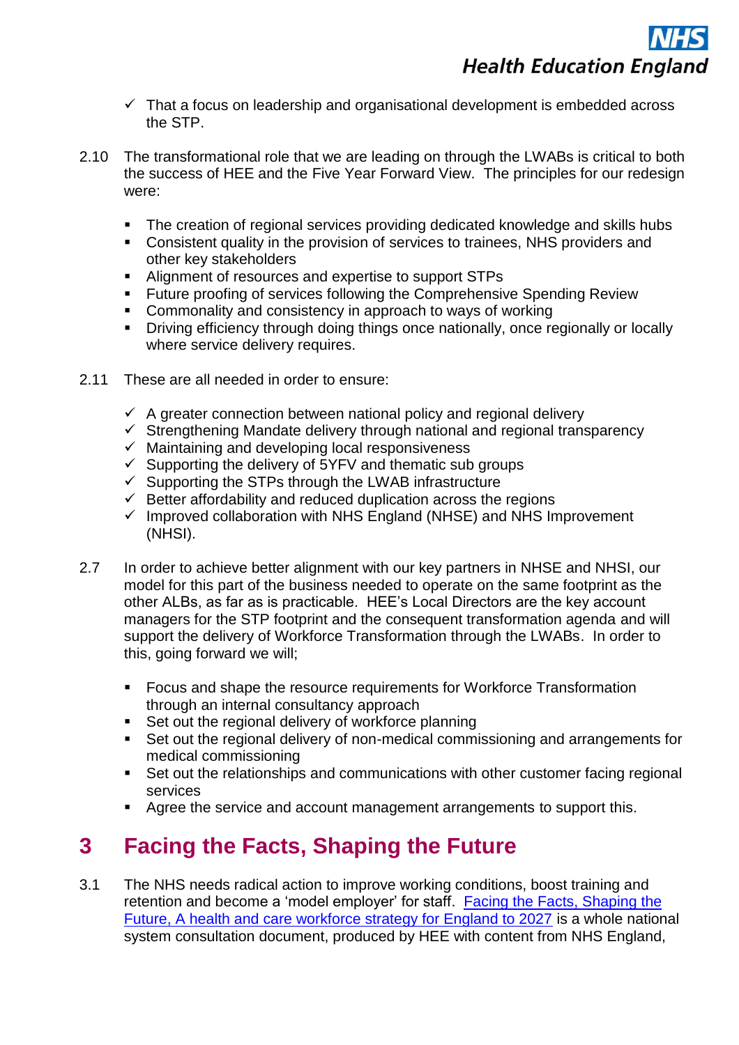- ✓ That a focus on leadership and organisational development is embedded across the STP.

2.10 The transformational role that we are leading on through the LWABs is critical to both the success of HEE and the Five Year Forward View. The principles for our redesign were:

- The creation of regional services providing dedicated knowledge and skills hubs
- Consistent quality in the provision of services to trainees, NHS providers and other key stakeholders
- Alignment of resources and expertise to support STPs
- Future proofing of services following the Comprehensive Spending Review
- Commonality and consistency in approach to ways of working
- Driving efficiency through doing things once nationally, once regionally or locally where service delivery requires.

2.11 These are all needed in order to ensure:

- ✓ A greater connection between national policy and regional delivery
- ✓ Strengthening Mandate delivery through national and regional transparency
- ✓ Maintaining and developing local responsiveness
- ✓ Supporting the delivery of 5YFV and thematic sub groups
- ✓ Supporting the STPs through the LWAB infrastructure
- ✓ Better affordability and reduced duplication across the regions
- ✓ Improved collaboration with NHS England (NHSE) and NHS Improvement (NHSI).

2.7 In order to achieve better alignment with our key partners in NHSE and NHSI, our model for this part of the business needed to operate on the same footprint as the other ALBs, as far as is practicable. HEE's Local Directors are the key account managers for the STP footprint and the consequent transformation agenda and will support the delivery of Workforce Transformation through the LWABs. In order to this, going forward we will;

- Focus and shape the resource requirements for Workforce Transformation through an internal consultancy approach
- Set out the regional delivery of workforce planning
- Set out the regional delivery of non-medical commissioning and arrangements for medical commissioning
- Set out the relationships and communications with other customer facing regional services
- Agree the service and account management arrangements to support this.

# 3 Facing the Facts, Shaping the Future

3.1 The NHS needs radical action to improve working conditions, boost training and retention and become a 'model employer' for staff. [Facing the Facts, Shaping the Future, A health and care workforce strategy for England to 2027] is a whole national system consultation document, produced by HEE with content from NHS England,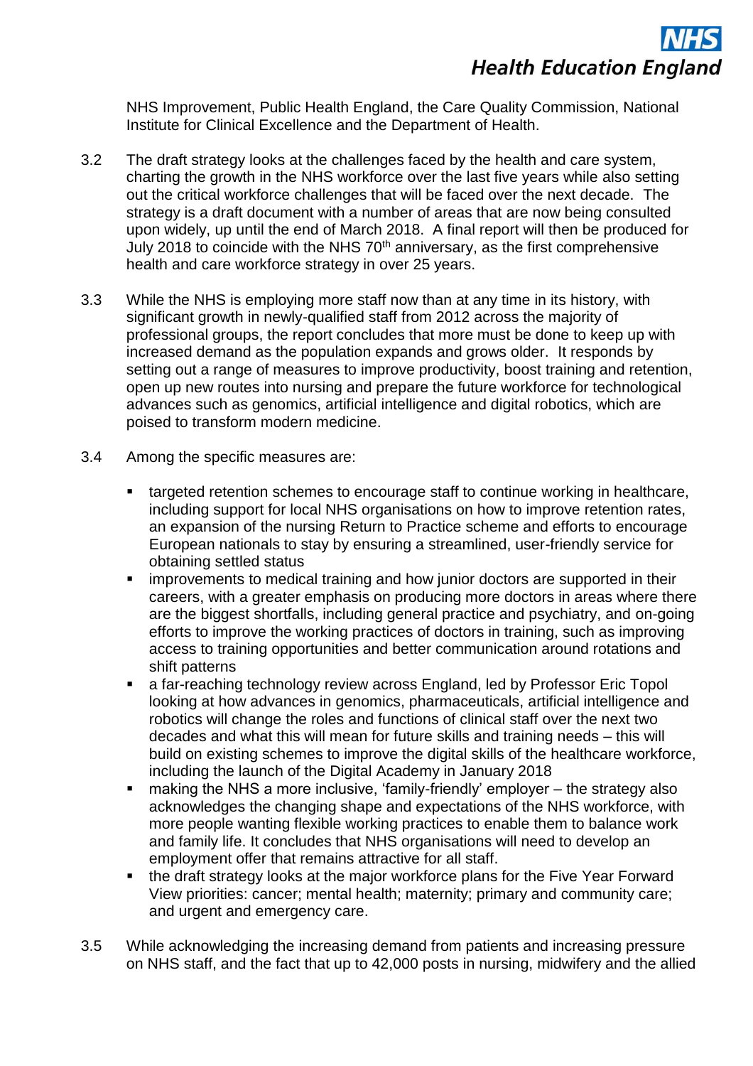NHS Improvement, Public Health England, the Care Quality Commission, National Institute for Clinical Excellence and the Department of Health.

3.2 The draft strategy looks at the challenges faced by the health and care system, charting the growth in the NHS workforce over the last five years while also setting out the critical workforce challenges that will be faced over the next decade. The strategy is a draft document with a number of areas that are now being consulted upon widely, up until the end of March 2018. A final report will then be produced for July 2018 to coincide with the NHS 70th anniversary, as the first comprehensive health and care workforce strategy in over 25 years.

3.3 While the NHS is employing more staff now than at any time in its history, with significant growth in newly-qualified staff from 2012 across the majority of professional groups, the report concludes that more must be done to keep up with increased demand as the population expands and grows older. It responds by setting out a range of measures to improve productivity, boost training and retention, open up new routes into nursing and prepare the future workforce for technological advances such as genomics, artificial intelligence and digital robotics, which are poised to transform modern medicine.

3.4 Among the specific measures are:

- targeted retention schemes to encourage staff to continue working in healthcare, including support for local NHS organisations on how to improve retention rates, an expansion of the nursing Return to Practice scheme and efforts to encourage European nationals to stay by ensuring a streamlined, user-friendly service for obtaining settled status
- improvements to medical training and how junior doctors are supported in their careers, with a greater emphasis on producing more doctors in areas where there are the biggest shortfalls, including general practice and psychiatry, and on-going efforts to improve the working practices of doctors in training, such as improving access to training opportunities and better communication around rotations and shift patterns
- a far-reaching technology review across England, led by Professor Eric Topol looking at how advances in genomics, pharmaceuticals, artificial intelligence and robotics will change the roles and functions of clinical staff over the next two decades and what this will mean for future skills and training needs – this will build on existing schemes to improve the digital skills of the healthcare workforce, including the launch of the Digital Academy in January 2018
- making the NHS a more inclusive, 'family-friendly' employer – the strategy also acknowledges the changing shape and expectations of the NHS workforce, with more people wanting flexible working practices to enable them to balance work and family life. It concludes that NHS organisations will need to develop an employment offer that remains attractive for all staff.
- the draft strategy looks at the major workforce plans for the Five Year Forward View priorities: cancer; mental health; maternity; primary and community care; and urgent and emergency care.

3.5 While acknowledging the increasing demand from patients and increasing pressure on NHS staff, and the fact that up to 42,000 posts in nursing, midwifery and the allied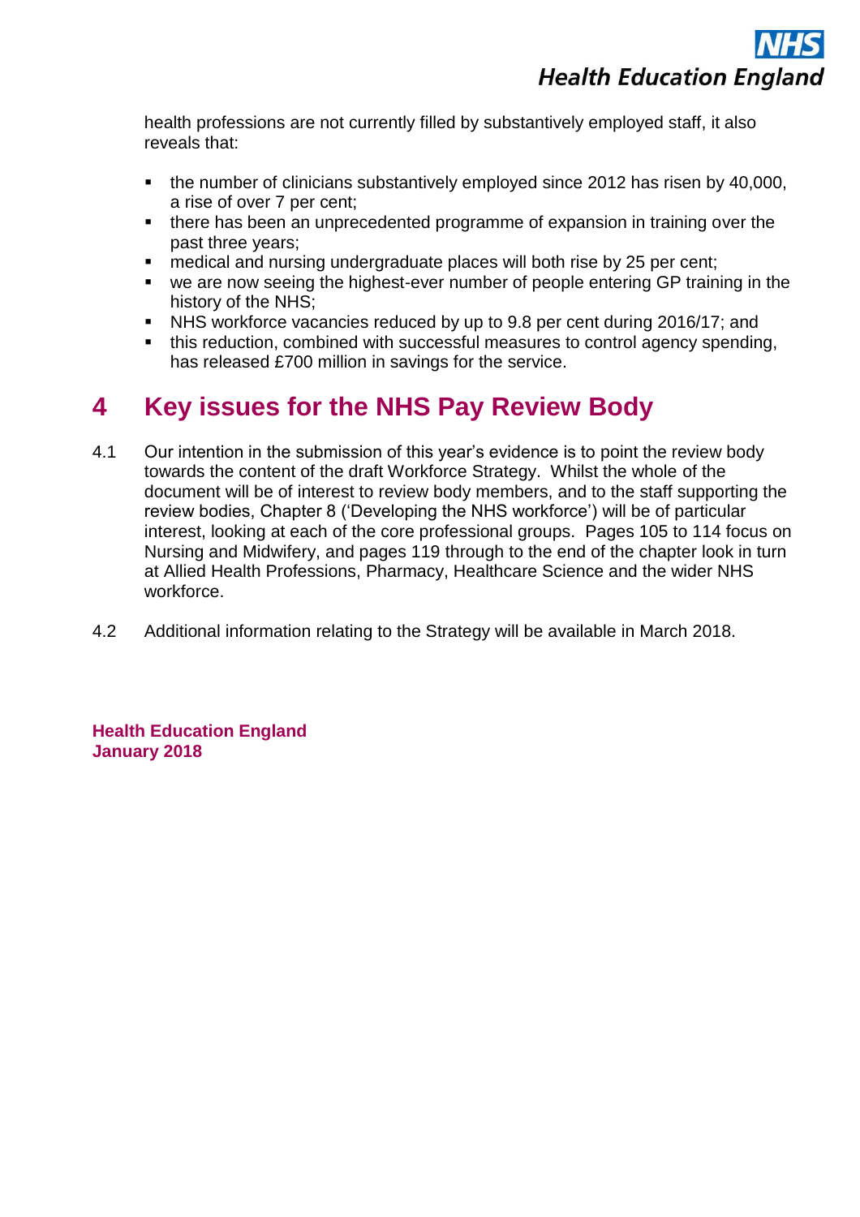health professions are not currently filled by substantively employed staff, it also reveals that:

- the number of clinicians substantively employed since 2012 has risen by 40,000, a rise of over 7 per cent;
- there has been an unprecedented programme of expansion in training over the past three years;
- medical and nursing undergraduate places will both rise by 25 per cent;
- we are now seeing the highest-ever number of people entering GP training in the history of the NHS;
- NHS workforce vacancies reduced by up to 9.8 per cent during 2016/17; and
- this reduction, combined with successful measures to control agency spending, has released £700 million in savings for the service.

# 4 Key issues for the NHS Pay Review Body

4.1 Our intention in the submission of this year's evidence is to point the review body towards the content of the draft Workforce Strategy. Whilst the whole of the document will be of interest to review body members, and to the staff supporting the review bodies, Chapter 8 ('Developing the NHS workforce') will be of particular interest, looking at each of the core professional groups. Pages 105 to 114 focus on Nursing and Midwifery, and pages 119 through to the end of the chapter look in turn at Allied Health Professions, Pharmacy, Healthcare Science and the wider NHS workforce.

4.2 Additional information relating to the Strategy will be available in March 2018.

**Health Education England**
**January 2018**